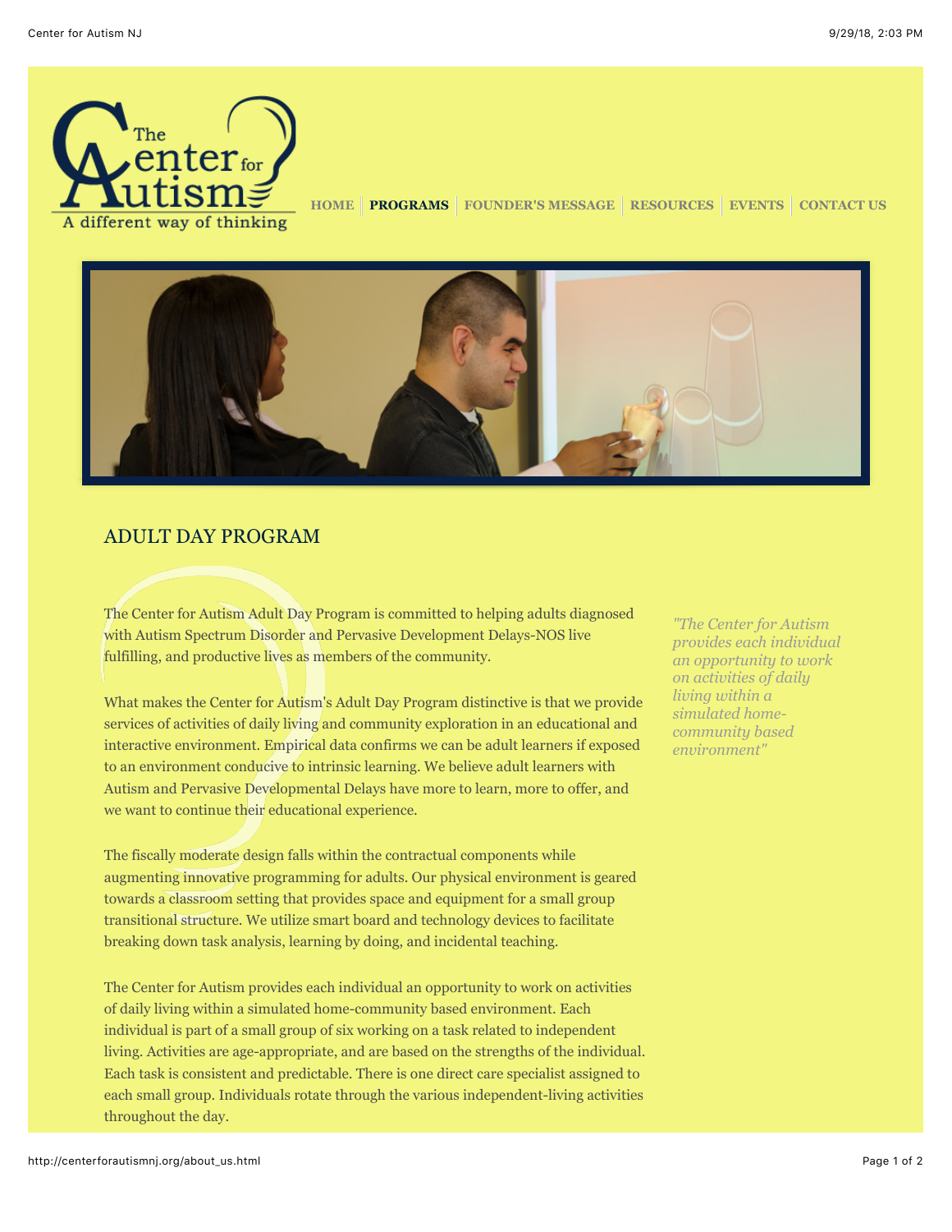HOME | PROGRAMS | FOUNDER'S MESSAGE | RESOURCES | EVENTS | CONTACT US

## ADULT DAY PROGRAM

The Center for Autism Adult Day Program is committed to helping adults diagnosed with Autism Spectrum Disorder and Pervasive Development Delays-NOS live fulfilling, and productive lives as members of the community.

What makes the Center for Autism's Adult Day Program distinctive is that we provide services of activities of daily living and community exploration in an educational and interactive environment. Empirical data confirms we can be adult learners if exposed to an environment conducive to intrinsic learning. We believe adult learners with Autism and Pervasive Developmental Delays have more to learn, more to offer, and we want to continue their educational experience.

The fiscally moderate design falls within the contractual components while augmenting innovative programming for adults. Our physical environment is geared towards a classroom setting that provides space and equipment for a small group transitional structure. We utilize smart board and technology devices to facilitate breaking down task analysis, learning by doing, and incidental teaching.

The Center for Autism provides each individual an opportunity to work on activities of daily living within a simulated home-community based environment. Each individual is part of a small group of six working on a task related to independent living. Activities are age-appropriate, and are based on the strengths of the individual. Each task is consistent and predictable. There is one direct care specialist assigned to each small group. Individuals rotate through the various independent-living activities throughout the day.

*"The Center for Autism provides each individual an opportunity to work on activities of daily living within a simulated home-community based environment"*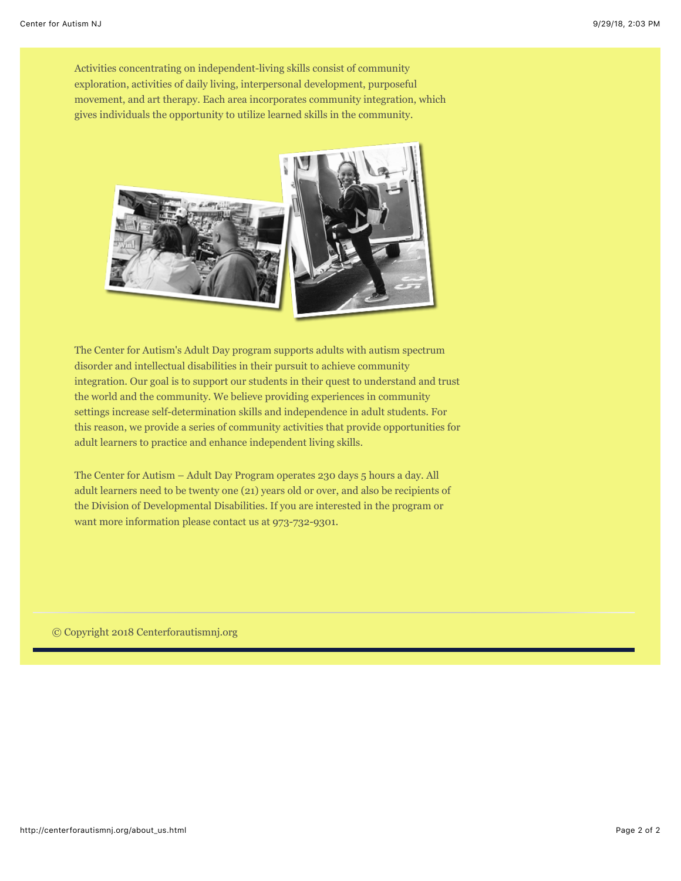Activities concentrating on independent-living skills consist of community exploration, activities of daily living, interpersonal development, purposeful movement, and art therapy. Each area incorporates community integration, which gives individuals the opportunity to utilize learned skills in the community.

The Center for Autism's Adult Day program supports adults with autism spectrum disorder and intellectual disabilities in their pursuit to achieve community integration. Our goal is to support our students in their quest to understand and trust the world and the community. We believe providing experiences in community settings increase self-determination skills and independence in adult students. For this reason, we provide a series of community activities that provide opportunities for adult learners to practice and enhance independent living skills.

The Center for Autism – Adult Day Program operates 230 days 5 hours a day. All adult learners need to be twenty one (21) years old or over, and also be recipients of the Division of Developmental Disabilities. If you are interested in the program or want more information please contact us at 973-732-9301.

© Copyright 2018 Centerforautismnj.org